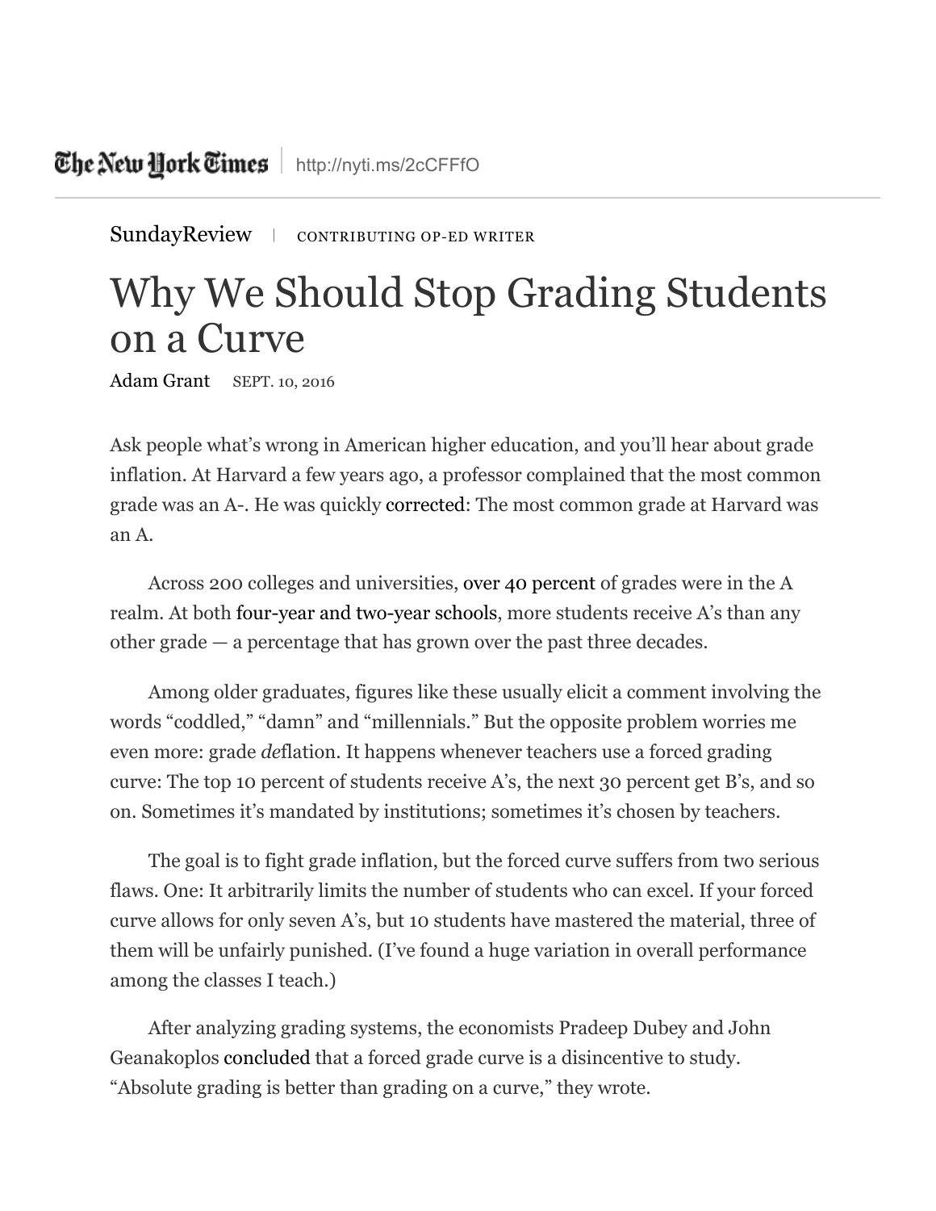The New York Times | http://nyti.ms/2cCFFfO

SundayReview | CONTRIBUTING OP-ED WRITER

# Why We Should Stop Grading Students on a Curve

Adam Grant SEPT. 10, 2016

Ask people what's wrong in American higher education, and you'll hear about grade inflation. At Harvard a few years ago, a professor complained that the most common grade was an A-. He was quickly corrected: The most common grade at Harvard was an A.

Across 200 colleges and universities, over 40 percent of grades were in the A realm. At both four-year and two-year schools, more students receive A's than any other grade — a percentage that has grown over the past three decades.

Among older graduates, figures like these usually elicit a comment involving the words "coddled," "damn" and "millennials." But the opposite problem worries me even more: grade *de*flation. It happens whenever teachers use a forced grading curve: The top 10 percent of students receive A's, the next 30 percent get B's, and so on. Sometimes it's mandated by institutions; sometimes it's chosen by teachers.

The goal is to fight grade inflation, but the forced curve suffers from two serious flaws. One: It arbitrarily limits the number of students who can excel. If your forced curve allows for only seven A's, but 10 students have mastered the material, three of them will be unfairly punished. (I've found a huge variation in overall performance among the classes I teach.)

After analyzing grading systems, the economists Pradeep Dubey and John Geanakoplos concluded that a forced grade curve is a disincentive to study. "Absolute grading is better than grading on a curve," they wrote.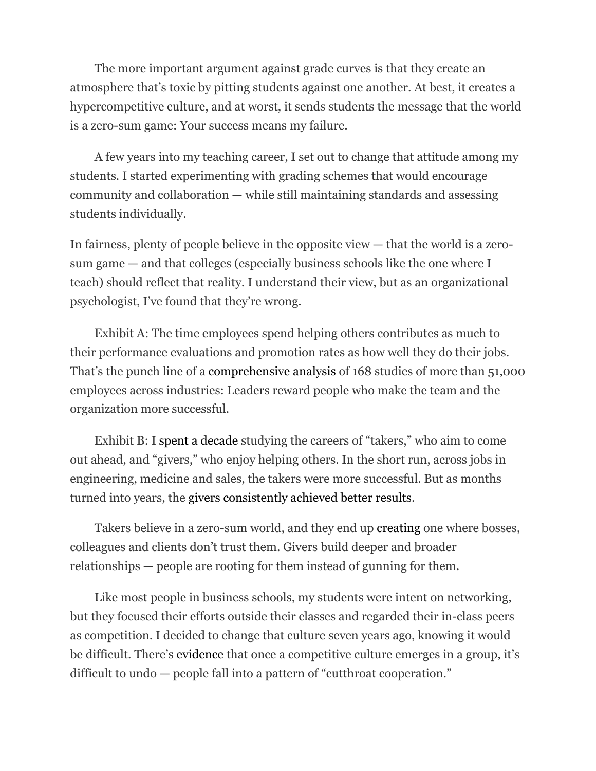The more important argument against grade curves is that they create an atmosphere that's toxic by pitting students against one another. At best, it creates a hypercompetitive culture, and at worst, it sends students the message that the world is a zero-sum game: Your success means my failure.

A few years into my teaching career, I set out to change that attitude among my students. I started experimenting with grading schemes that would encourage community and collaboration — while still maintaining standards and assessing students individually.

In fairness, plenty of people believe in the opposite view — that the world is a zero-sum game — and that colleges (especially business schools like the one where I teach) should reflect that reality. I understand their view, but as an organizational psychologist, I've found that they're wrong.

Exhibit A: The time employees spend helping others contributes as much to their performance evaluations and promotion rates as how well they do their jobs. That's the punch line of a comprehensive analysis of 168 studies of more than 51,000 employees across industries: Leaders reward people who make the team and the organization more successful.

Exhibit B: I spent a decade studying the careers of "takers," who aim to come out ahead, and "givers," who enjoy helping others. In the short run, across jobs in engineering, medicine and sales, the takers were more successful. But as months turned into years, the givers consistently achieved better results.

Takers believe in a zero-sum world, and they end up creating one where bosses, colleagues and clients don't trust them. Givers build deeper and broader relationships — people are rooting for them instead of gunning for them.

Like most people in business schools, my students were intent on networking, but they focused their efforts outside their classes and regarded their in-class peers as competition. I decided to change that culture seven years ago, knowing it would be difficult. There's evidence that once a competitive culture emerges in a group, it's difficult to undo — people fall into a pattern of "cutthroat cooperation."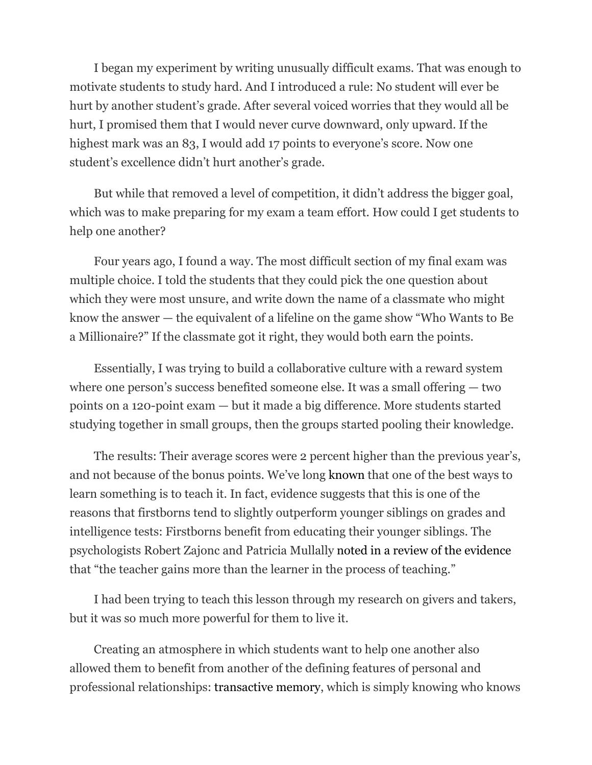I began my experiment by writing unusually difficult exams. That was enough to motivate students to study hard. And I introduced a rule: No student will ever be hurt by another student's grade. After several voiced worries that they would all be hurt, I promised them that I would never curve downward, only upward. If the highest mark was an 83, I would add 17 points to everyone's score. Now one student's excellence didn't hurt another's grade.

But while that removed a level of competition, it didn't address the bigger goal, which was to make preparing for my exam a team effort. How could I get students to help one another?

Four years ago, I found a way. The most difficult section of my final exam was multiple choice. I told the students that they could pick the one question about which they were most unsure, and write down the name of a classmate who might know the answer — the equivalent of a lifeline on the game show "Who Wants to Be a Millionaire?" If the classmate got it right, they would both earn the points.

Essentially, I was trying to build a collaborative culture with a reward system where one person's success benefited someone else. It was a small offering — two points on a 120-point exam — but it made a big difference. More students started studying together in small groups, then the groups started pooling their knowledge.

The results: Their average scores were 2 percent higher than the previous year's, and not because of the bonus points. We've long known that one of the best ways to learn something is to teach it. In fact, evidence suggests that this is one of the reasons that firstborns tend to slightly outperform younger siblings on grades and intelligence tests: Firstborns benefit from educating their younger siblings. The psychologists Robert Zajonc and Patricia Mullally noted in a review of the evidence that "the teacher gains more than the learner in the process of teaching."

I had been trying to teach this lesson through my research on givers and takers, but it was so much more powerful for them to live it.

Creating an atmosphere in which students want to help one another also allowed them to benefit from another of the defining features of personal and professional relationships: transactive memory, which is simply knowing who knows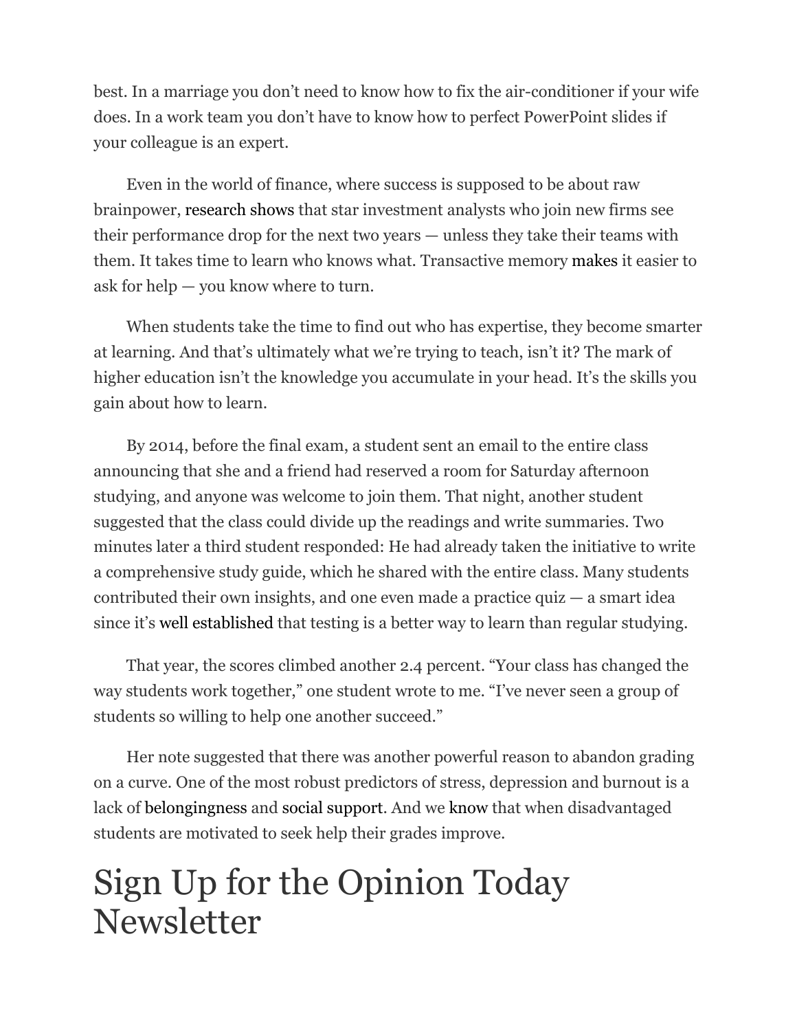best. In a marriage you don't need to know how to fix the air-conditioner if your wife does. In a work team you don't have to know how to perfect PowerPoint slides if your colleague is an expert.

Even in the world of finance, where success is supposed to be about raw brainpower, research shows that star investment analysts who join new firms see their performance drop for the next two years — unless they take their teams with them. It takes time to learn who knows what. Transactive memory makes it easier to ask for help — you know where to turn.

When students take the time to find out who has expertise, they become smarter at learning. And that's ultimately what we're trying to teach, isn't it? The mark of higher education isn't the knowledge you accumulate in your head. It's the skills you gain about how to learn.

By 2014, before the final exam, a student sent an email to the entire class announcing that she and a friend had reserved a room for Saturday afternoon studying, and anyone was welcome to join them. That night, another student suggested that the class could divide up the readings and write summaries. Two minutes later a third student responded: He had already taken the initiative to write a comprehensive study guide, which he shared with the entire class. Many students contributed their own insights, and one even made a practice quiz — a smart idea since it's well established that testing is a better way to learn than regular studying.

That year, the scores climbed another 2.4 percent. "Your class has changed the way students work together," one student wrote to me. "I've never seen a group of students so willing to help one another succeed."

Her note suggested that there was another powerful reason to abandon grading on a curve. One of the most robust predictors of stress, depression and burnout is a lack of belongingness and social support. And we know that when disadvantaged students are motivated to seek help their grades improve.

# Sign Up for the Opinion Today Newsletter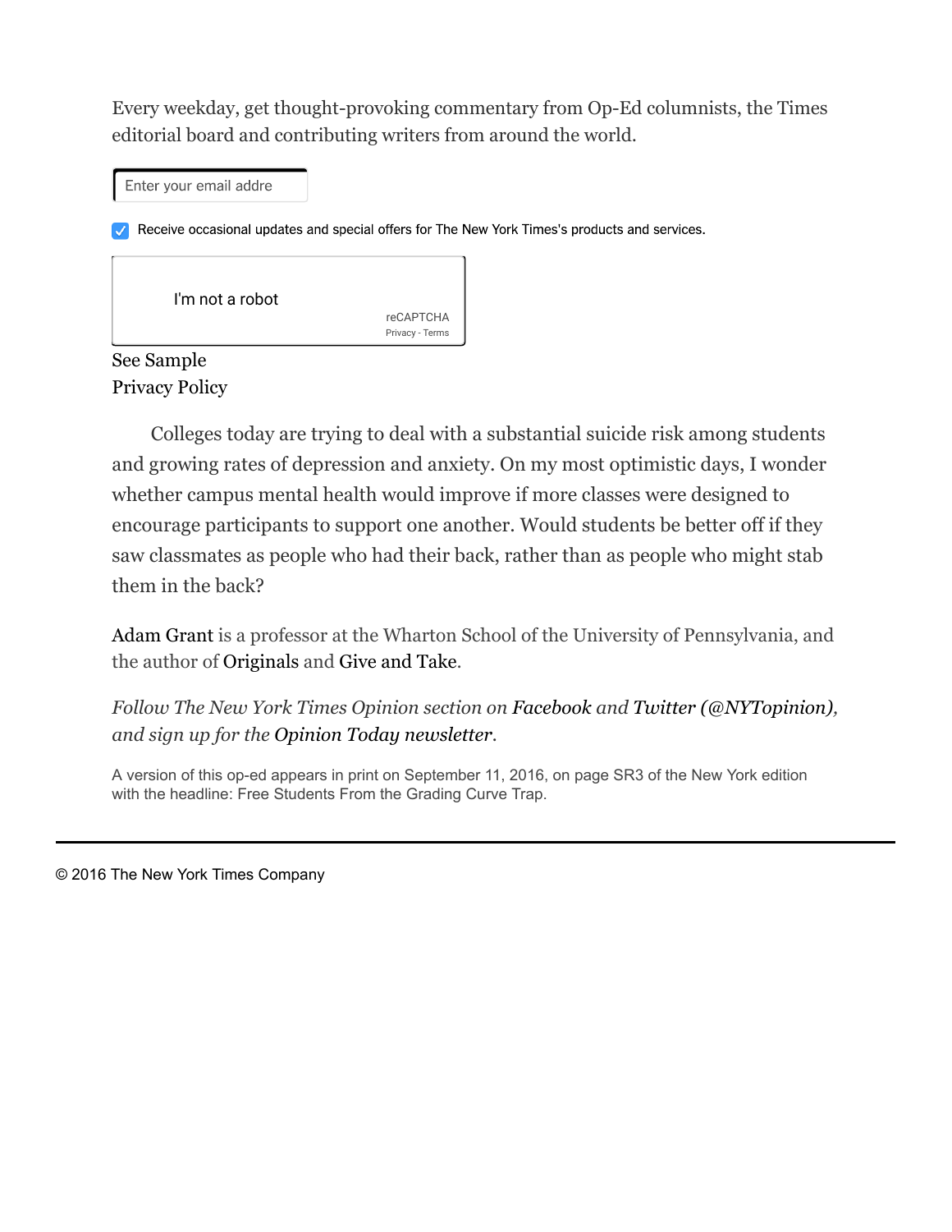Every weekday, get thought-provoking commentary from Op-Ed columnists, the Times editorial board and contributing writers from around the world.

Enter your email addre

Receive occasional updates and special offers for The New York Times's products and services.

I'm not a robot

reCAPTCHA

Privacy - Terms

See Sample

Privacy Policy

Colleges today are trying to deal with a substantial suicide risk among students and growing rates of depression and anxiety. On my most optimistic days, I wonder whether campus mental health would improve if more classes were designed to encourage participants to support one another. Would students be better off if they saw classmates as people who had their back, rather than as people who might stab them in the back?

Adam Grant is a professor at the Wharton School of the University of Pennsylvania, and the author of Originals and Give and Take.

*Follow The New York Times Opinion section on Facebook and Twitter (@NYTopinion), and sign up for the Opinion Today newsletter.*

A version of this op-ed appears in print on September 11, 2016, on page SR3 of the New York edition with the headline: Free Students From the Grading Curve Trap.

© 2016 The New York Times Company